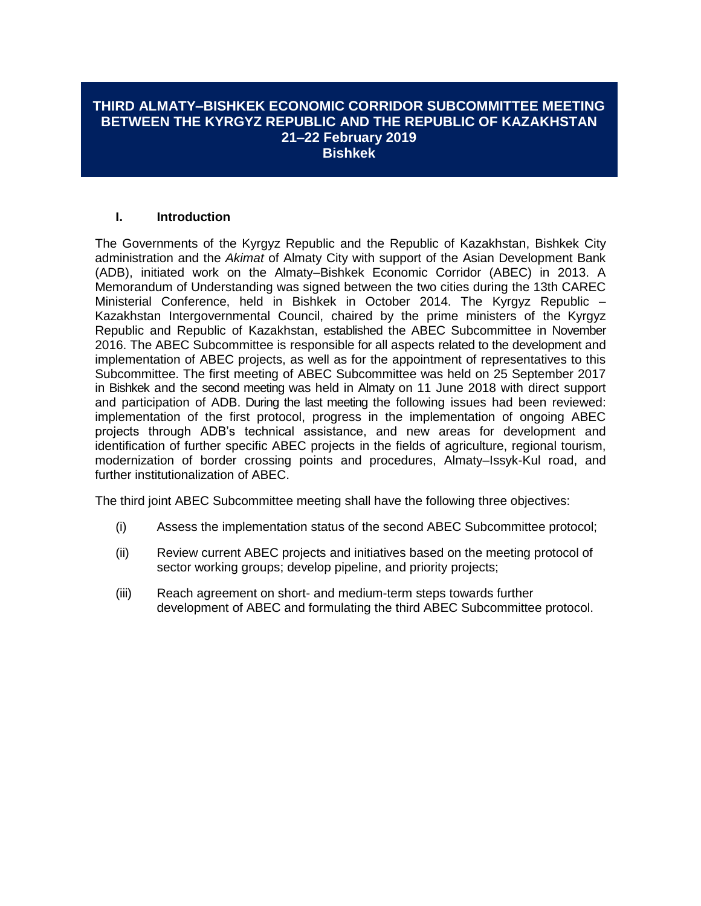# THIRD ALMATY–BISHKEK ECONOMIC CORRIDOR SUBCOMMITTEE MEETING BETWEEN THE KYRGYZ REPUBLIC AND THE REPUBLIC OF KAZAKHSTAN

**21–22 February 2019**

**Bishkek**

## I. Introduction

The Governments of the Kyrgyz Republic and the Republic of Kazakhstan, Bishkek City administration and the *Akimat* of Almaty City with support of the Asian Development Bank (ADB), initiated work on the Almaty–Bishkek Economic Corridor (ABEC) in 2013. A Memorandum of Understanding was signed between the two cities during the 13th CAREC Ministerial Conference, held in Bishkek in October 2014. The Kyrgyz Republic – Kazakhstan Intergovernmental Council, chaired by the prime ministers of the Kyrgyz Republic and Republic of Kazakhstan, established the ABEC Subcommittee in November 2016. The ABEC Subcommittee is responsible for all aspects related to the development and implementation of ABEC projects, as well as for the appointment of representatives to this Subcommittee. The first meeting of ABEC Subcommittee was held on 25 September 2017 in Bishkek and the second meeting was held in Almaty on 11 June 2018 with direct support and participation of ADB. During the last meeting the following issues had been reviewed: implementation of the first protocol, progress in the implementation of ongoing ABEC projects through ADB's technical assistance, and new areas for development and identification of further specific ABEC projects in the fields of agriculture, regional tourism, modernization of border crossing points and procedures, Almaty–Issyk-Kul road, and further institutionalization of ABEC.

The third joint ABEC Subcommittee meeting shall have the following three objectives:

(i) Assess the implementation status of the second ABEC Subcommittee protocol;

(ii) Review current ABEC projects and initiatives based on the meeting protocol of sector working groups; develop pipeline, and priority projects;

(iii) Reach agreement on short- and medium-term steps towards further development of ABEC and formulating the third ABEC Subcommittee protocol.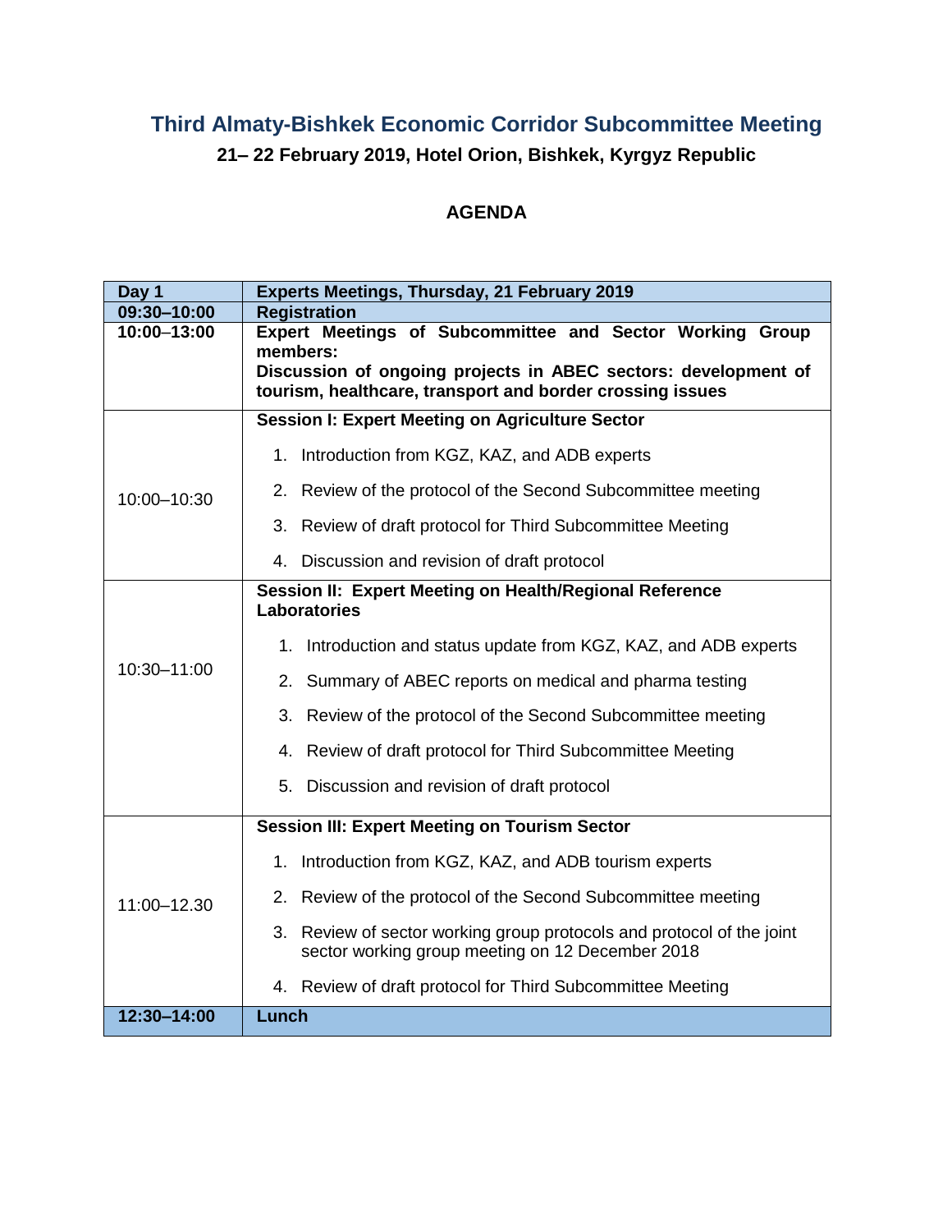# Third Almaty-Bishkek Economic Corridor Subcommittee Meeting

## 21– 22 February 2019, Hotel Orion, Bishkek, Kyrgyz Republic

### AGENDA

| **Day 1** | **Experts Meetings, Thursday, 21 February 2019** |
|---|---|
| **09:30–10:00** | **Registration** |
| **10:00–13:00** | **Expert Meetings of Subcommittee and Sector Working Group members:**<br>**Discussion of ongoing projects in ABEC sectors: development of tourism, healthcare, transport and border crossing issues** |
| 10:00–10:30 | **Session I: Expert Meeting on Agriculture Sector**<br>1. Introduction from KGZ, KAZ, and ADB experts<br>2. Review of the protocol of the Second Subcommittee meeting<br>3. Review of draft protocol for Third Subcommittee Meeting<br>4. Discussion and revision of draft protocol |
| 10:30–11:00 | **Session II: Expert Meeting on Health/Regional Reference Laboratories**<br>1. Introduction and status update from KGZ, KAZ, and ADB experts<br>2. Summary of ABEC reports on medical and pharma testing<br>3. Review of the protocol of the Second Subcommittee meeting<br>4. Review of draft protocol for Third Subcommittee Meeting<br>5. Discussion and revision of draft protocol |
| 11:00–12.30 | **Session III: Expert Meeting on Tourism Sector**<br>1. Introduction from KGZ, KAZ, and ADB tourism experts<br>2. Review of the protocol of the Second Subcommittee meeting<br>3. Review of sector working group protocols and protocol of the joint sector working group meeting on 12 December 2018<br>4. Review of draft protocol for Third Subcommittee Meeting |
| **12:30–14:00** | **Lunch** |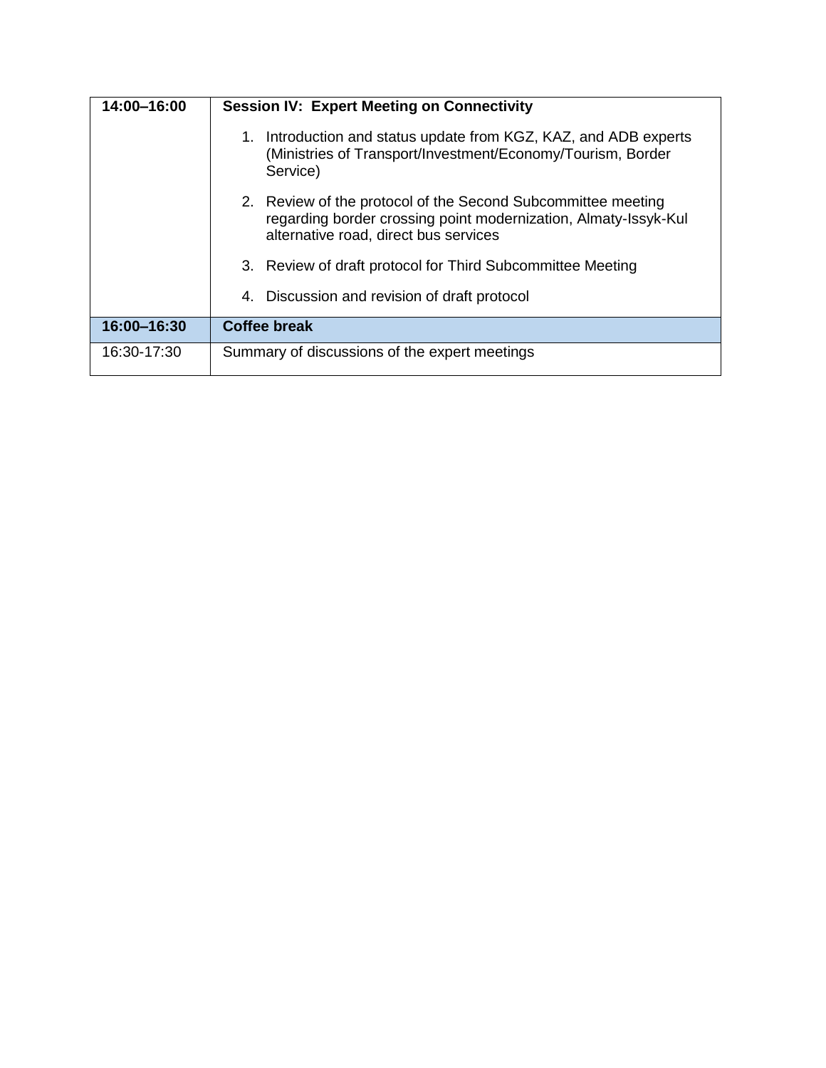| **14:00–16:00** | **Session IV: Expert Meeting on Connectivity**<br>1. Introduction and status update from KGZ, KAZ, and ADB experts (Ministries of Transport/Investment/Economy/Tourism, Border Service)<br>2. Review of the protocol of the Second Subcommittee meeting regarding border crossing point modernization, Almaty-Issyk-Kul alternative road, direct bus services<br>3. Review of draft protocol for Third Subcommittee Meeting<br>4. Discussion and revision of draft protocol |
|---|---|
| **16:00–16:30** | **Coffee break** |
| 16:30-17:30 | Summary of discussions of the expert meetings |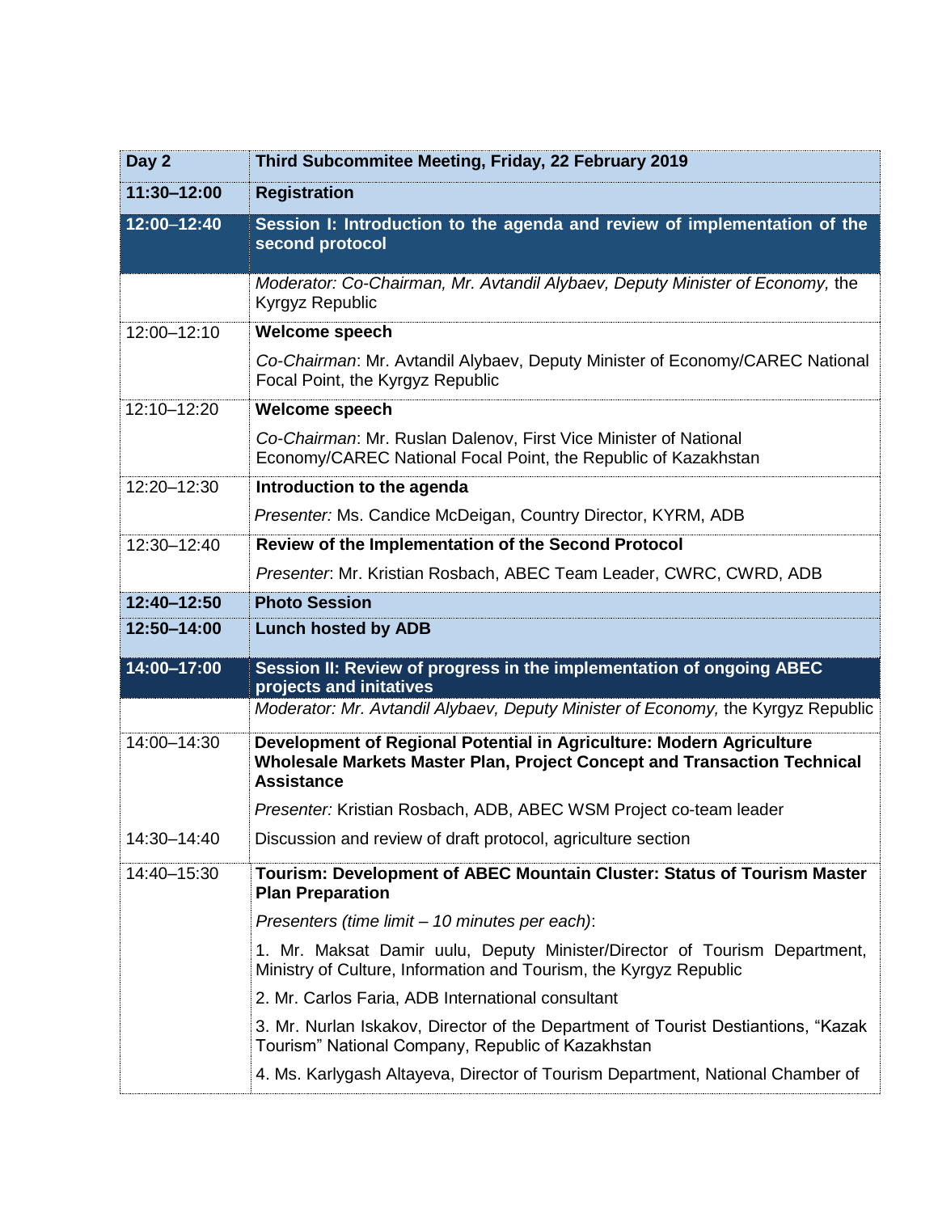| Day 2 | Third Subcommitee Meeting, Friday, 22 February 2019 |
|---|---|
| **11:30–12:00** | **Registration** |
| **12:00–12:40** | **Session I: Introduction to the agenda and review of implementation of the second protocol** |
| | *Moderator: Co-Chairman, Mr. Avtandil Alybaev, Deputy Minister of Economy,* the Kyrgyz Republic |
| 12:00–12:10 | **Welcome speech**<br>*Co-Chairman*: Mr. Avtandil Alybaev, Deputy Minister of Economy/CAREC National Focal Point, the Kyrgyz Republic |
| 12:10–12:20 | **Welcome speech**<br>*Co-Chairman*: Mr. Ruslan Dalenov, First Vice Minister of National Economy/CAREC National Focal Point, the Republic of Kazakhstan |
| 12:20–12:30 | **Introduction to the agenda**<br>*Presenter:* Ms. Candice McDeigan, Country Director, KYRM, ADB |
| 12:30–12:40 | **Review of the Implementation of the Second Protocol**<br>*Presenter*: Mr. Kristian Rosbach, ABEC Team Leader, CWRC, CWRD, ADB |
| **12:40–12:50** | **Photo Session** |
| **12:50–14:00** | **Lunch hosted by ADB** |
| **14:00–17:00** | **Session II: Review of progress in the implementation of ongoing ABEC projects and initatives** |
| | *Moderator: Mr. Avtandil Alybaev, Deputy Minister of Economy,* the Kyrgyz Republic |
| 14:00–14:30 | **Development of Regional Potential in Agriculture: Modern Agriculture Wholesale Markets Master Plan, Project Concept and Transaction Technical Assistance**<br>*Presenter:* Kristian Rosbach, ADB, ABEC WSM Project co-team leader |
| 14:30–14:40 | Discussion and review of draft protocol, agriculture section |
| 14:40–15:30 | **Tourism: Development of ABEC Mountain Cluster: Status of Tourism Master Plan Preparation**<br>*Presenters (time limit – 10 minutes per each)*:<br>1. Mr. Maksat Damir uulu, Deputy Minister/Director of Tourism Department, Ministry of Culture, Information and Tourism, the Kyrgyz Republic<br>2. Mr. Carlos Faria, ADB International consultant<br>3. Mr. Nurlan Iskakov, Director of the Department of Tourist Destiantions, "Kazak Tourism" National Company, Republic of Kazakhstan<br>4. Ms. Karlygash Altayeva, Director of Tourism Department, National Chamber of |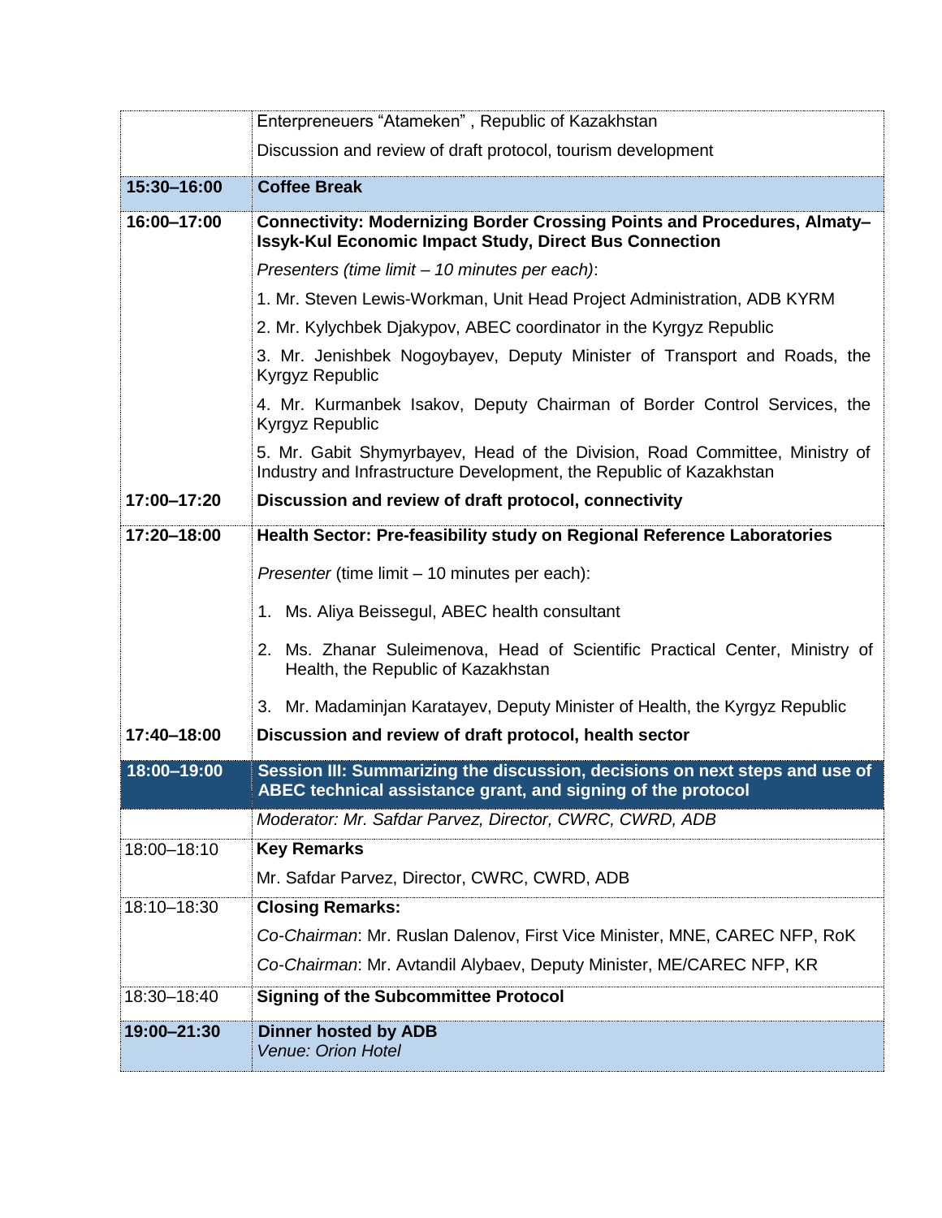| | |
|---|---|
| | Enterpreneuers “Atameken” , Republic of Kazakhstan<br>Discussion and review of draft protocol, tourism development |
| **15:30–16:00** | **Coffee Break** |
| **16:00–17:00** | **Connectivity: Modernizing Border Crossing Points and Procedures, Almaty–Issyk-Kul Economic Impact Study, Direct Bus Connection**<br>*Presenters (time limit – 10 minutes per each)*:<br>1. Mr. Steven Lewis-Workman, Unit Head Project Administration, ADB KYRM<br>2. Mr. Kylychbek Djakypov, ABEC coordinator in the Kyrgyz Republic<br>3. Mr. Jenishbek Nogoybayev, Deputy Minister of Transport and Roads, the Kyrgyz Republic<br>4. Mr. Kurmanbek Isakov, Deputy Chairman of Border Control Services, the Kyrgyz Republic<br>5. Mr. Gabit Shymyrbayev, Head of the Division, Road Committee, Ministry of Industry and Infrastructure Development, the Republic of Kazakhstan |
| **17:00–17:20** | **Discussion and review of draft protocol, connectivity** |
| **17:20–18:00** | **Health Sector: Pre-feasibility study on Regional Reference Laboratories**<br>*Presenter* (time limit – 10 minutes per each):<br>1. Ms. Aliya Beissegul, ABEC health consultant<br>2. Ms. Zhanar Suleimenova, Head of Scientific Practical Center, Ministry of Health, the Republic of Kazakhstan<br>3. Mr. Madaminjan Karatayev, Deputy Minister of Health, the Kyrgyz Republic |
| **17:40–18:00** | **Discussion and review of draft protocol, health sector** |
| **18:00–19:00** | **Session III: Summarizing the discussion, decisions on next steps and use of ABEC technical assistance grant, and signing of the protocol** |
| | *Moderator: Mr. Safdar Parvez, Director, CWRC, CWRD, ADB* |
| 18:00–18:10 | **Key Remarks**<br>Mr. Safdar Parvez, Director, CWRC, CWRD, ADB |
| 18:10–18:30 | **Closing Remarks:**<br>*Co-Chairman*: Mr. Ruslan Dalenov, First Vice Minister, MNE, CAREC NFP, RoK<br>*Co-Chairman*: Mr. Avtandil Alybaev, Deputy Minister, ME/CAREC NFP, KR |
| 18:30–18:40 | **Signing of the Subcommittee Protocol** |
| **19:00–21:30** | **Dinner hosted by ADB**<br>*Venue: Orion Hotel* |